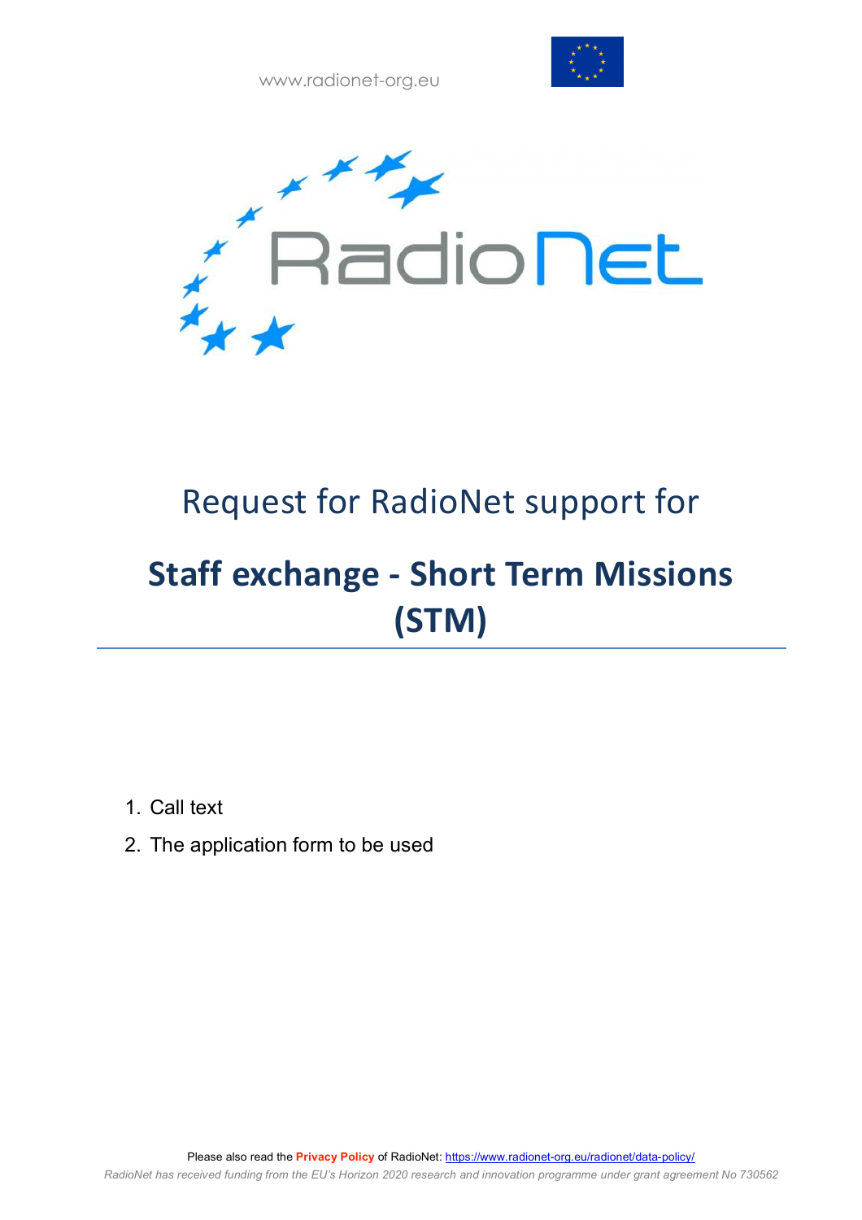www.radionet-org.eu

RadioNet

# Request for RadioNet support for

# **Staff exchange - Short Term Missions (STM)**

1. Call text
2. The application form to be used

Please also read the **Privacy Policy** of RadioNet: https://www.radionet-org.eu/radionet/data-policy/

*RadioNet has received funding from the EU's Horizon 2020 research and innovation programme under grant agreement No 730562*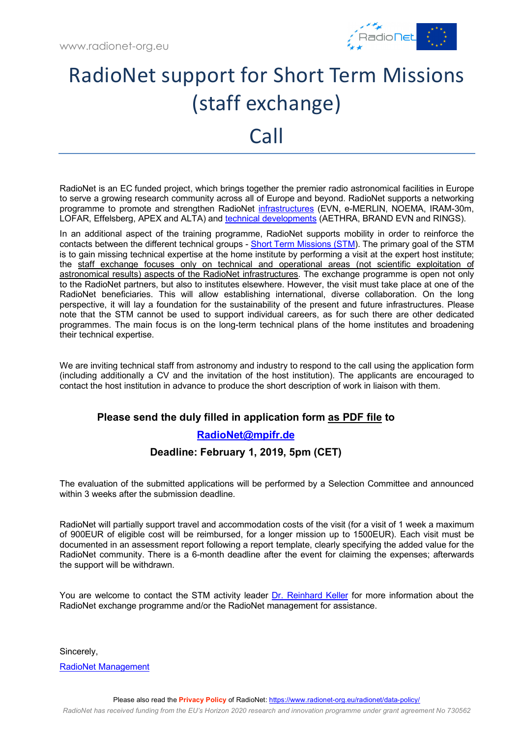www.radionet-org.eu

# RadioNet support for Short Term Missions (staff exchange)

# Call

RadioNet is an EC funded project, which brings together the premier radio astronomical facilities in Europe to serve a growing research community across all of Europe and beyond. RadioNet supports a networking programme to promote and strengthen RadioNet infrastructures (EVN, e-MERLIN, NOEMA, IRAM-30m, LOFAR, Effelsberg, APEX and ALTA) and technical developments (AETHRA, BRAND EVN and RINGS).

In an additional aspect of the training programme, RadioNet supports mobility in order to reinforce the contacts between the different technical groups - Short Term Missions (STM). The primary goal of the STM is to gain missing technical expertise at the home institute by performing a visit at the expert host institute; the staff exchange focuses only on technical and operational areas (not scientific exploitation of astronomical results) aspects of the RadioNet infrastructures. The exchange programme is open not only to the RadioNet partners, but also to institutes elsewhere. However, the visit must take place at one of the RadioNet beneficiaries. This will allow establishing international, diverse collaboration. On the long perspective, it will lay a foundation for the sustainability of the present and future infrastructures. Please note that the STM cannot be used to support individual careers, as for such there are other dedicated programmes. The main focus is on the long-term technical plans of the home institutes and broadening their technical expertise.

We are inviting technical staff from astronomy and industry to respond to the call using the application form (including additionally a CV and the invitation of the host institution). The applicants are encouraged to contact the host institution in advance to produce the short description of work in liaison with them.

**Please send the duly filled in application form as PDF file to**

**RadioNet@mpifr.de**

**Deadline: February 1, 2019, 5pm (CET)**

The evaluation of the submitted applications will be performed by a Selection Committee and announced within 3 weeks after the submission deadline.

RadioNet will partially support travel and accommodation costs of the visit (for a visit of 1 week a maximum of 900EUR of eligible cost will be reimbursed, for a longer mission up to 1500EUR). Each visit must be documented in an assessment report following a report template, clearly specifying the added value for the RadioNet community. There is a 6-month deadline after the event for claiming the expenses; afterwards the support will be withdrawn.

You are welcome to contact the STM activity leader Dr. Reinhard Keller for more information about the RadioNet exchange programme and/or the RadioNet management for assistance.

Sincerely,

RadioNet Management

Please also read the **Privacy Policy** of RadioNet: https://www.radionet-org.eu/radionet/data-policy/

*RadioNet has received funding from the EU's Horizon 2020 research and innovation programme under grant agreement No 730562*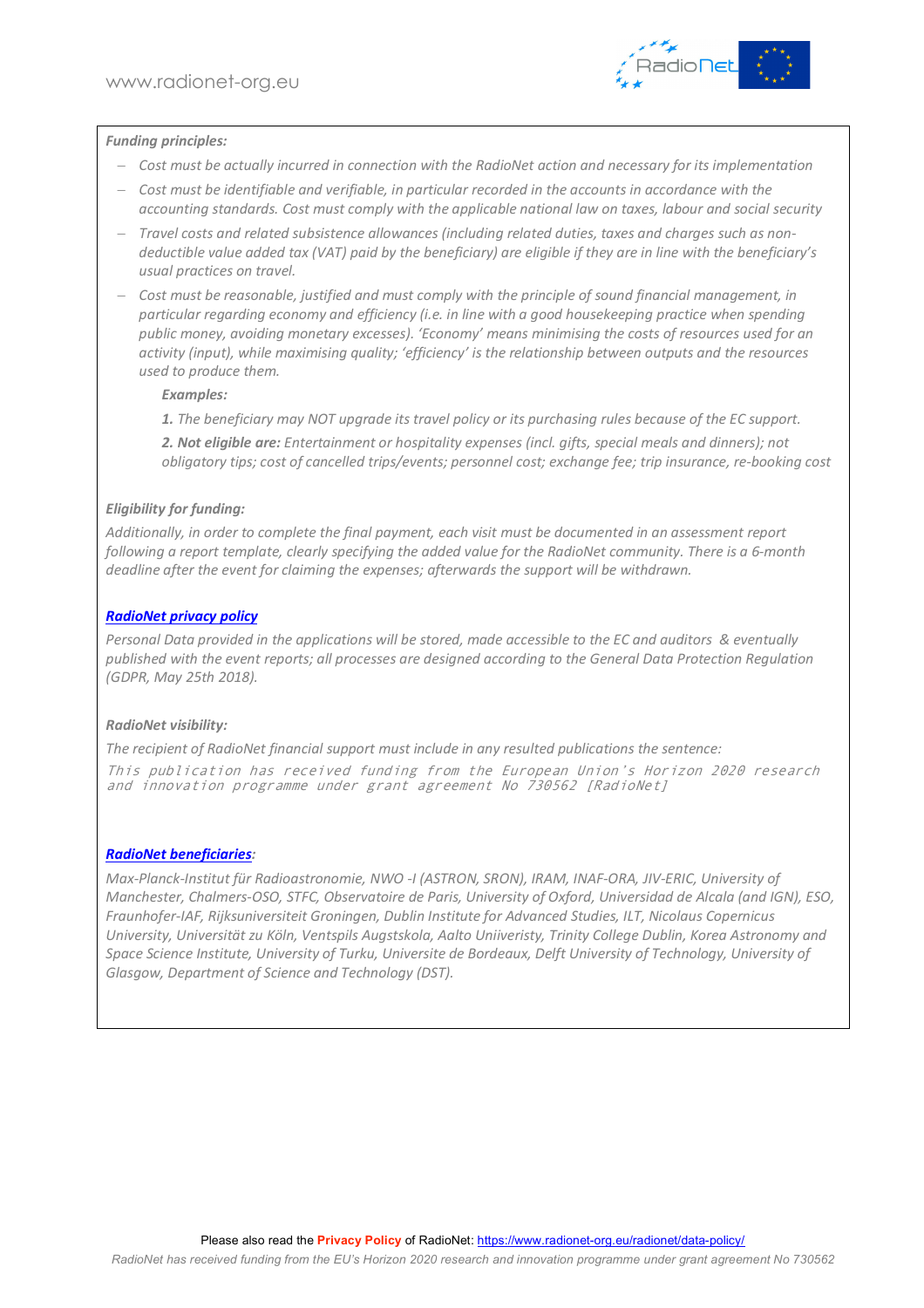***Funding principles:***

- *Cost must be actually incurred in connection with the RadioNet action and necessary for its implementation*
- *Cost must be identifiable and verifiable, in particular recorded in the accounts in accordance with the accounting standards. Cost must comply with the applicable national law on taxes, labour and social security*
- *Travel costs and related subsistence allowances (including related duties, taxes and charges such as non-deductible value added tax (VAT) paid by the beneficiary) are eligible if they are in line with the beneficiary's usual practices on travel.*
- *Cost must be reasonable, justified and must comply with the principle of sound financial management, in particular regarding economy and efficiency (i.e. in line with a good housekeeping practice when spending public money, avoiding monetary excesses). 'Economy' means minimising the costs of resources used for an activity (input), while maximising quality; 'efficiency' is the relationship between outputs and the resources used to produce them.*

  ***Examples:***

  ***1.** The beneficiary may NOT upgrade its travel policy or its purchasing rules because of the EC support.*

  ***2. Not eligible are:** Entertainment or hospitality expenses (incl. gifts, special meals and dinners); not obligatory tips; cost of cancelled trips/events; personnel cost; exchange fee; trip insurance, re-booking cost*

***Eligibility for funding:***

*Additionally, in order to complete the final payment, each visit must be documented in an assessment report following a report template, clearly specifying the added value for the RadioNet community. There is a 6-month deadline after the event for claiming the expenses; afterwards the support will be withdrawn.*

***RadioNet privacy policy***

*Personal Data provided in the applications will be stored, made accessible to the EC and auditors & eventually published with the event reports; all processes are designed according to the General Data Protection Regulation (GDPR, May 25th 2018).*

***RadioNet visibility:***

*The recipient of RadioNet financial support must include in any resulted publications the sentence:*

```
This publication has received funding from the European Union's Horizon 2020 research and innovation programme under grant agreement No 730562 [RadioNet]
```

***RadioNet beneficiaries:***

*Max-Planck-Institut für Radioastronomie, NWO -I (ASTRON, SRON), IRAM, INAF-ORA, JIV-ERIC, University of Manchester, Chalmers-OSO, STFC, Observatoire de Paris, University of Oxford, Universidad de Alcala (and IGN), ESO, Fraunhofer-IAF, Rijksuniversiteit Groningen, Dublin Institute for Advanced Studies, ILT, Nicolaus Copernicus University, Universität zu Köln, Ventspils Augstskola, Aalto Uniiveristy, Trinity College Dublin, Korea Astronomy and Space Science Institute, University of Turku, Universite de Bordeaux, Delft University of Technology, University of Glasgow, Department of Science and Technology (DST).*

Please also read the **Privacy Policy** of RadioNet: https://www.radionet-org.eu/radionet/data-policy/

*RadioNet has received funding from the EU's Horizon 2020 research and innovation programme under grant agreement No 730562*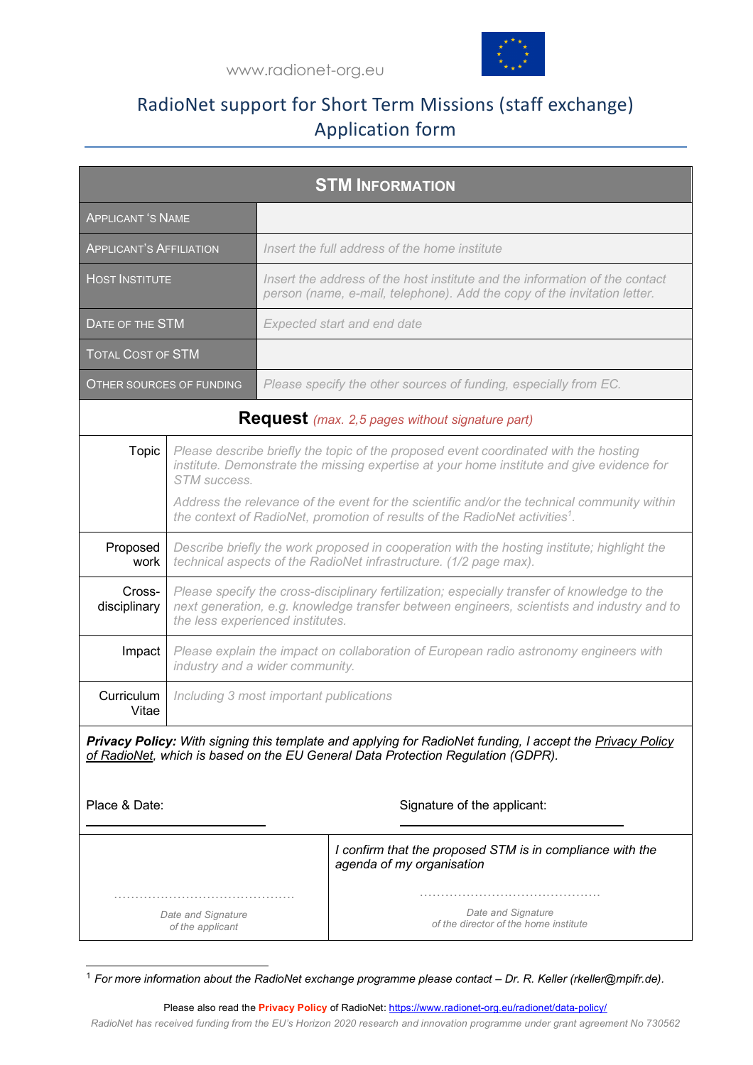www.radionet-org.eu

# RadioNet support for Short Term Missions (staff exchange) Application form

| STM Information | |
|---|---|
| Applicant 's Name | |
| Applicant's Affiliation | *Insert the full address of the home institute* |
| Host Institute | *Insert the address of the host institute and the information of the contact person (name, e-mail, telephone). Add the copy of the invitation letter.* |
| Date of the STM | *Expected start and end date* |
| Total Cost of STM | |
| Other sources of funding | *Please specify the other sources of funding, especially from EC.* |

## Request *(max. 2,5 pages without signature part)*

| | |
|---|---|
| Topic | *Please describe briefly the topic of the proposed event coordinated with the hosting institute. Demonstrate the missing expertise at your home institute and give evidence for STM success.*<br>*Address the relevance of the event for the scientific and/or the technical community within the context of RadioNet, promotion of results of the RadioNet activities*[1]. |
| Proposed work | *Describe briefly the work proposed in cooperation with the hosting institute; highlight the technical aspects of the RadioNet infrastructure. (1/2 page max).* |
| Cross-disciplinary | *Please specify the cross-disciplinary fertilization; especially transfer of knowledge to the next generation, e.g. knowledge transfer between engineers, scientists and industry and to the less experienced institutes.* |
| Impact | *Please explain the impact on collaboration of European radio astronomy engineers with industry and a wider community.* |
| Curriculum Vitae | *Including 3 most important publications* |

***Privacy Policy:*** *With signing this template and applying for RadioNet funding, I accept the Privacy Policy of RadioNet, which is based on the EU General Data Protection Regulation (GDPR).*

Place & Date: ______________________ Signature of the applicant: ______________________

| | |
|---|---|
| | *I confirm that the proposed STM is in compliance with the agenda of my organisation* |
| ……………………………………… <br>*Date and Signature of the applicant* | ……………………………………… <br>*Date and Signature of the director of the home institute* |

[1] *For more information about the RadioNet exchange programme please contact – Dr. R. Keller (rkeller@mpifr.de).*

Please also read the **Privacy Policy** of RadioNet: https://www.radionet-org.eu/radionet/data-policy/

*RadioNet has received funding from the EU's Horizon 2020 research and innovation programme under grant agreement No 730562*